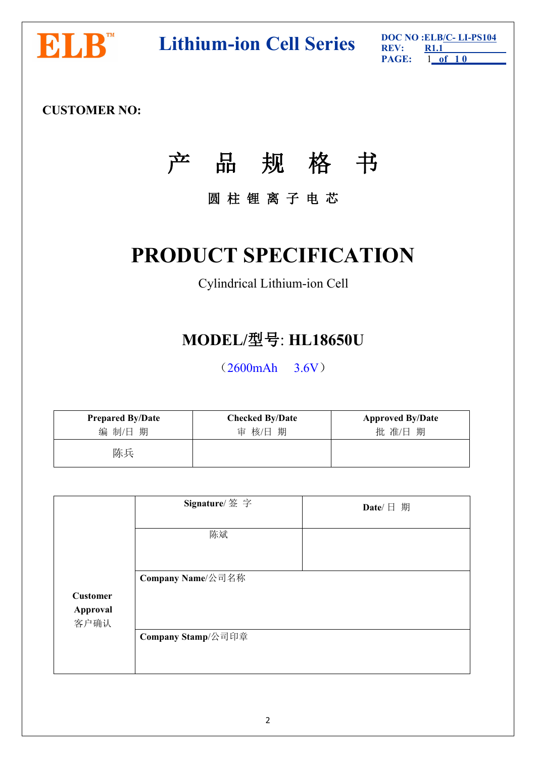**CUSTOMER NO:**

# 产 品 规 格 书

**圆 柱 锂 离 子 电 芯**

# PRODUCT SPECIFICATION

Cylindrical Lithium-ion Cell

## MODEL/型号: HL18650U

（2600mAh　3.6V）

| Prepared By/Date<br>编 制/日 期 | Checked By/Date<br>审 核/日 期 | Approved By/Date<br>批 准/日 期 |
|---|---|---|
| 陈兵 | | |

| Customer Approval<br>客户确认 | Signature/ 签 字 | Date/ 日 期 |
|---|---|---|
| | 陈斌 | |
| | Company Name/公司名称 | |
| | Company Stamp/公司印章 | |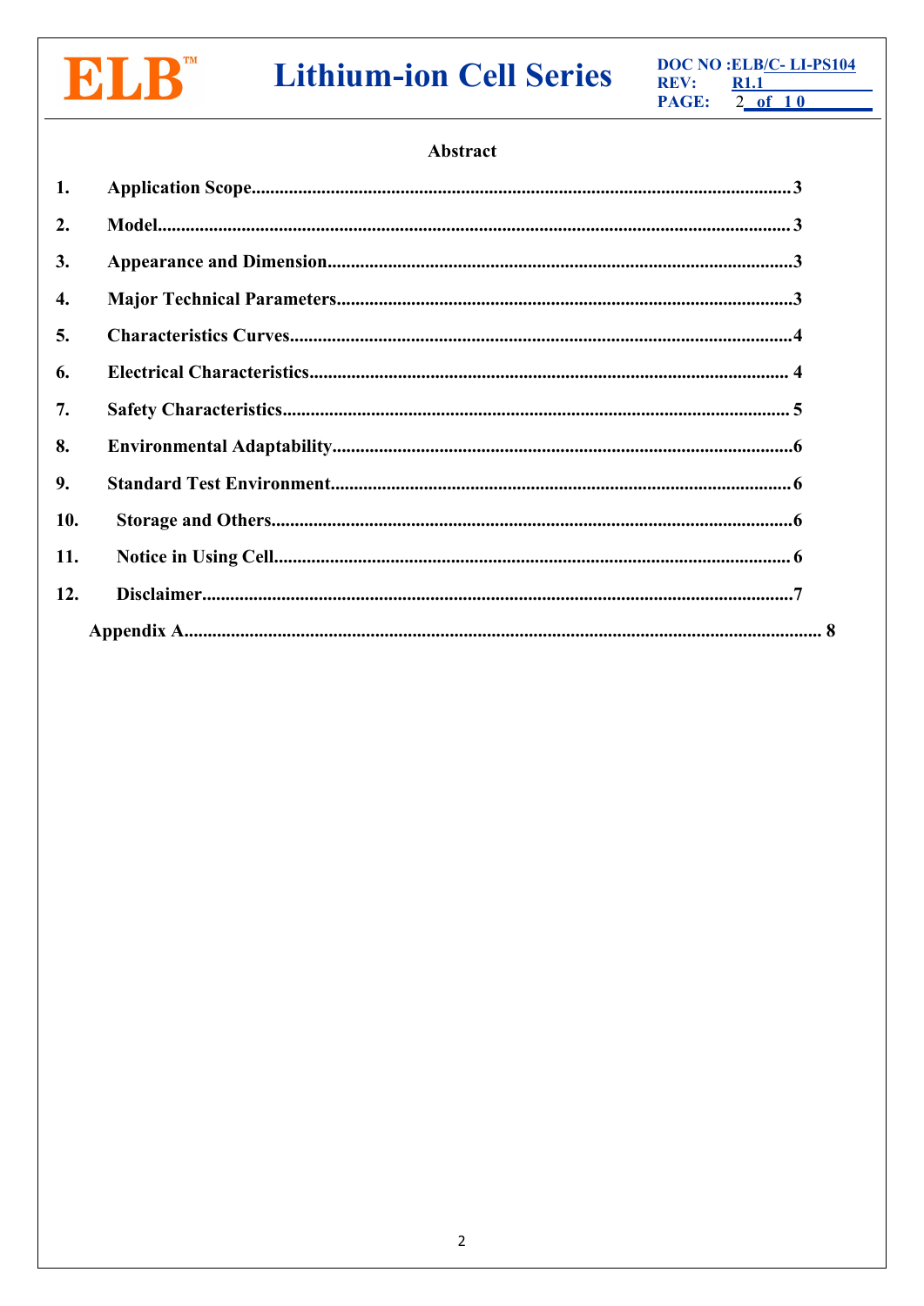## Abstract

1. **Application Scope**...3
2. **Model**...3
3. **Appearance and Dimension**...3
4. **Major Technical Parameters**...3
5. **Characteristics Curves**...4
6. **Electrical Characteristics**...4
7. **Safety Characteristics**...5
8. **Environmental Adaptability**...6
9. **Standard Test Environment**...6
10. **Storage and Others**...6
11. **Notice in Using Cell**...6
12. **Disclaimer**...7

**Appendix A**...8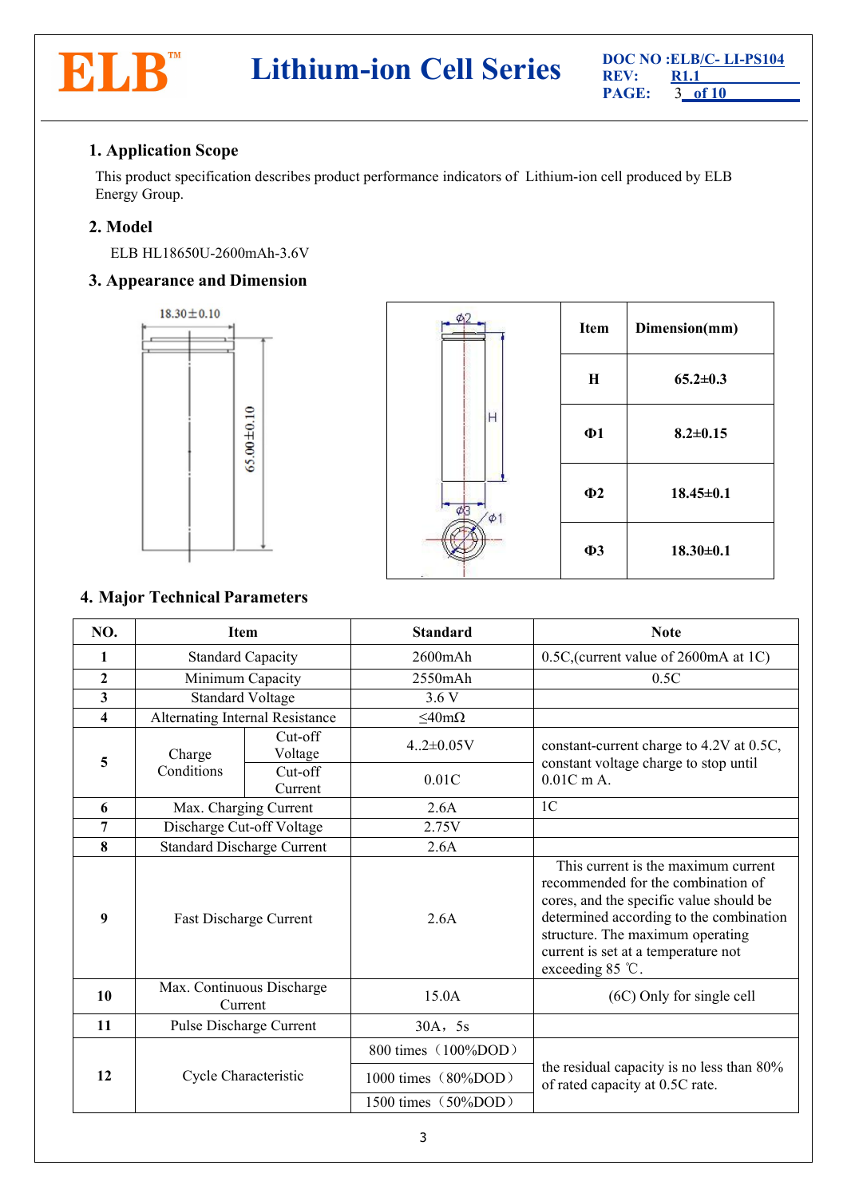## 1. Application Scope

This product specification describes product performance indicators of Lithium-ion cell produced by ELB Energy Group.

## 2. Model

ELB HL18650U-2600mAh-3.6V

## 3. Appearance and Dimension

| Item | Dimension(mm) |
|---|---|
| H | 65.2±0.3 |
| Φ1 | 8.2±0.15 |
| Φ2 | 18.45±0.1 |
| Φ3 | 18.30±0.1 |

## 4. Major Technical Parameters

| NO. | Item | | Standard | Note |
|---|---|---|---|---|
| 1 | Standard Capacity | | 2600mAh | 0.5C,(current value of 2600mA at 1C) |
| 2 | Minimum Capacity | | 2550mAh | 0.5C |
| 3 | Standard Voltage | | 3.6 V | |
| 4 | Alternating Internal Resistance | | ≤40mΩ | |
| 5 | Charge Conditions | Cut-off Voltage | 4..2±0.05V | constant-current charge to 4.2V at 0.5C, constant voltage charge to stop until 0.01C m A. |
| | | Cut-off Current | 0.01C | |
| 6 | Max. Charging Current | | 2.6A | 1C |
| 7 | Discharge Cut-off Voltage | | 2.75V | |
| 8 | Standard Discharge Current | | 2.6A | |
| 9 | Fast Discharge Current | | 2.6A | This current is the maximum current recommended for the combination of cores, and the specific value should be determined according to the combination structure. The maximum operating current is set at a temperature not exceeding 85 ℃. |
| 10 | Max. Continuous Discharge Current | | 15.0A | (6C) Only for single cell |
| 11 | Pulse Discharge Current | | 30A，5s | |
| 12 | Cycle Characteristic | | 800 times（100%DOD） | the residual capacity is no less than 80% of rated capacity at 0.5C rate. |
| | | | 1000 times（80%DOD） | |
| | | | 1500 times（50%DOD） | |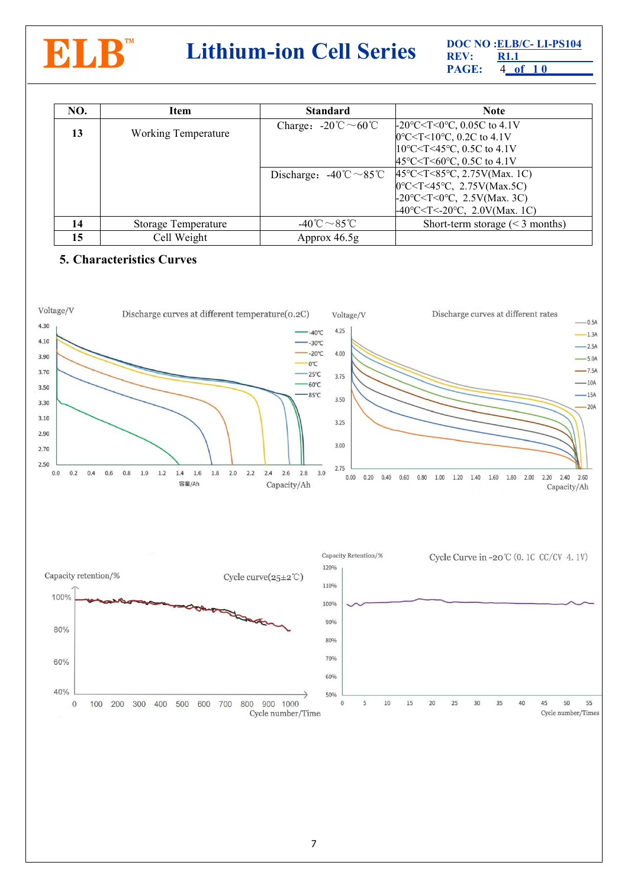| NO. | Item | Standard | Note |
|---|---|---|---|
| 13 | Working Temperature | Charge：-20℃～60℃ | -20°C<T<0°C, 0.05C to 4.1V<br>0°C<T<10°C, 0.2C to 4.1V<br>10°C<T<45°C, 0.5C to 4.1V<br>45°C<T<60°C, 0.5C to 4.1V |
| | | Discharge：-40℃～85℃ | 45°C<T<85°C, 2.75V(Max. 1C)<br>0°C<T<45°C, 2.75V(Max.5C)<br>-20°C<T<0°C, 2.5V(Max. 3C)<br>-40°C<T<-20°C, 2.0V(Max. 1C) |
| 14 | Storage Temperature | -40℃～85℃ | Short-term storage (< 3 months) |
| 15 | Cell Weight | Approx 46.5g | |

## 5. Characteristics Curves

Discharge curves at different temperature(0.2C)

Discharge curves at different rates

Cycle curve(25±2℃)

Cycle Curve in -20℃ (0.1C CC/CV 4.1V)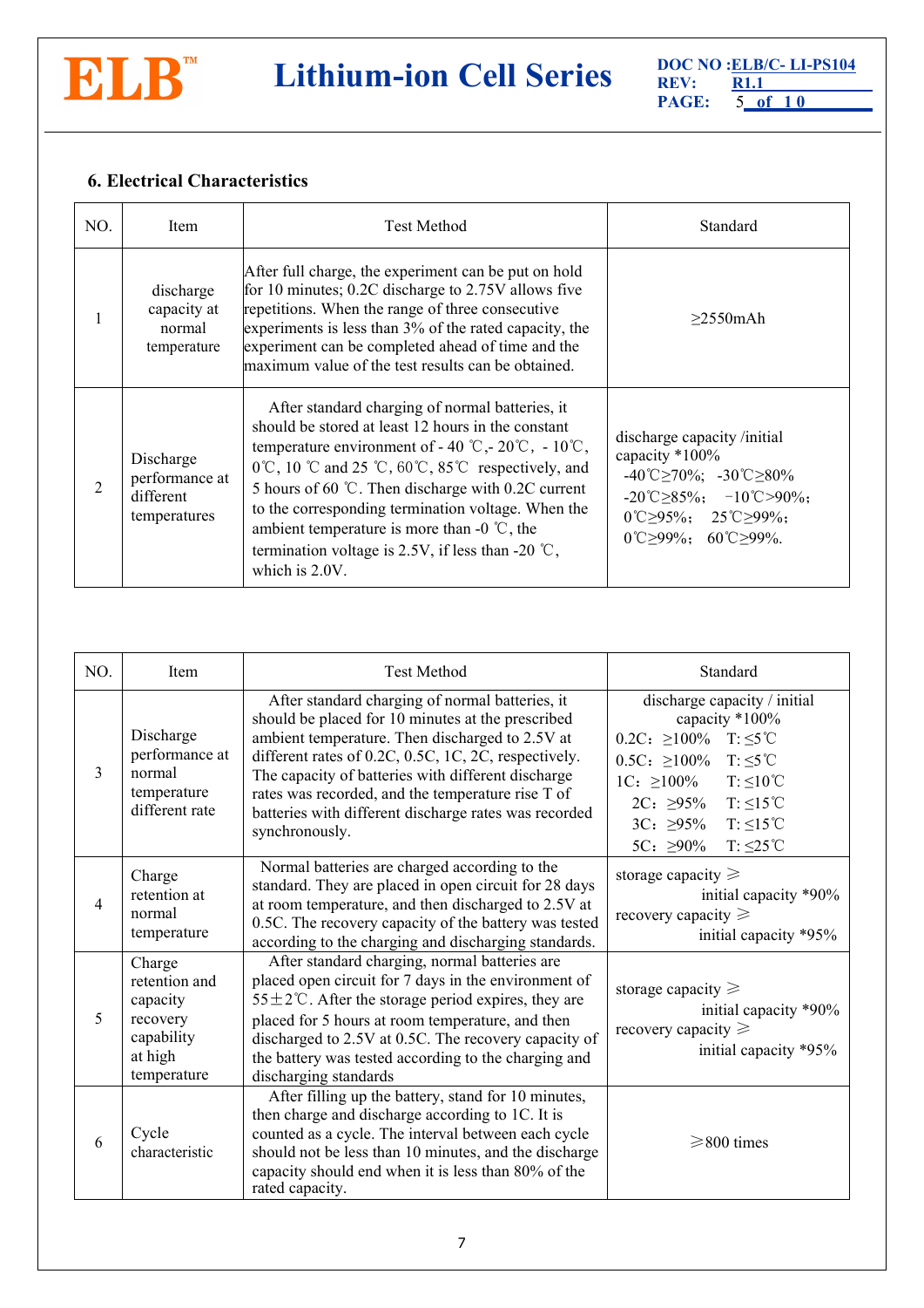## 6. Electrical Characteristics

| NO. | Item | Test Method | Standard |
|---|---|---|---|
| 1 | discharge capacity at normal temperature | After full charge, the experiment can be put on hold for 10 minutes; 0.2C discharge to 2.75V allows five repetitions. When the range of three consecutive experiments is less than 3% of the rated capacity, the experiment can be completed ahead of time and the maximum value of the test results can be obtained. | ≥2550mAh |
| 2 | Discharge performance at different temperatures | After standard charging of normal batteries, it should be stored at least 12 hours in the constant temperature environment of - 40 ℃,- 20℃, - 10℃, 0℃, 10 ℃ and 25 ℃, 60℃, 85℃ respectively, and 5 hours of 60 ℃. Then discharge with 0.2C current to the corresponding termination voltage. When the ambient temperature is more than -0 ℃, the termination voltage is 2.5V, if less than -20 ℃, which is 2.0V. | discharge capacity /initial capacity *100%<br>-40℃≥70%; -30℃≥80%<br>-20℃≥85%; −10℃>90%;<br>0℃≥95%; 25℃≥99%;<br>0℃≥99%; 60℃≥99%. |

| NO. | Item | Test Method | Standard |
|---|---|---|---|
| 3 | Discharge performance at normal temperature different rate | After standard charging of normal batteries, it should be placed for 10 minutes at the prescribed ambient temperature. Then discharged to 2.5V at different rates of 0.2C, 0.5C, 1C, 2C, respectively. The capacity of batteries with different discharge rates was recorded, and the temperature rise T of batteries with different discharge rates was recorded synchronously. | discharge capacity / initial capacity *100%<br>0.2C：≥100% T: ≤5℃<br>0.5C：≥100% T: ≤5℃<br>1C：≥100% T: ≤10℃<br>2C：≥95% T: ≤15℃<br>3C：≥95% T: ≤15℃<br>5C：≥90% T: ≤25℃ |
| 4 | Charge retention at normal temperature | Normal batteries are charged according to the standard. They are placed in open circuit for 28 days at room temperature, and then discharged to 2.5V at 0.5C. The recovery capacity of the battery was tested according to the charging and discharging standards. | storage capacity ⩾ initial capacity *90%<br>recovery capacity ⩾ initial capacity *95% |
| 5 | Charge retention and capacity recovery capability at high temperature | After standard charging, normal batteries are placed open circuit for 7 days in the environment of 55±2℃. After the storage period expires, they are placed for 5 hours at room temperature, and then discharged to 2.5V at 0.5C. The recovery capacity of the battery was tested according to the charging and discharging standards | storage capacity ⩾ initial capacity *90%<br>recovery capacity ⩾ initial capacity *95% |
| 6 | Cycle characteristic | After filling up the battery, stand for 10 minutes, then charge and discharge according to 1C. It is counted as a cycle. The interval between each cycle should not be less than 10 minutes, and the discharge capacity should end when it is less than 80% of the rated capacity. | ⩾800 times |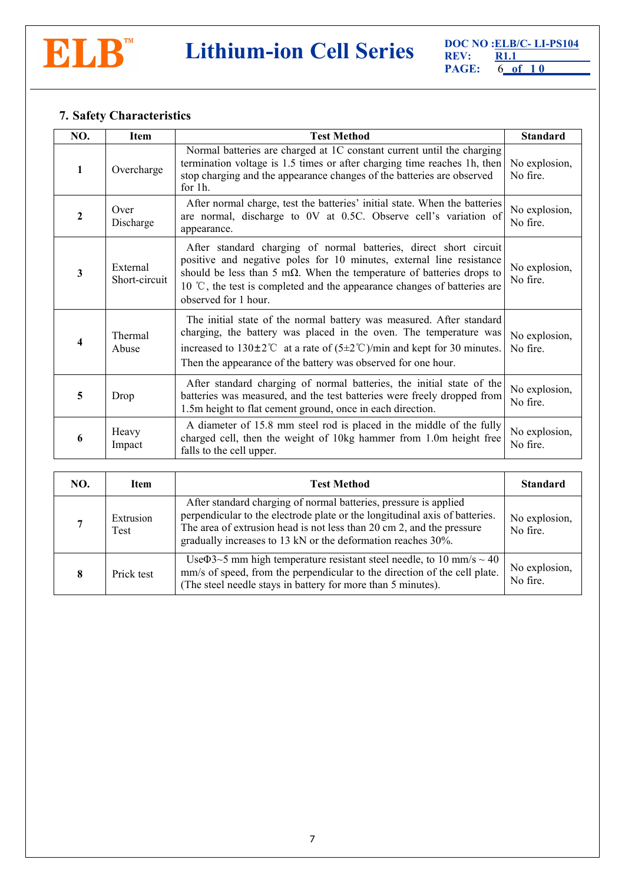## 7. Safety Characteristics

| NO. | Item | Test Method | Standard |
|---|---|---|---|
| 1 | Overcharge | Normal batteries are charged at 1C constant current until the charging termination voltage is 1.5 times or after charging time reaches 1h, then stop charging and the appearance changes of the batteries are observed for 1h. | No explosion, No fire. |
| 2 | Over Discharge | After normal charge, test the batteries' initial state. When the batteries are normal, discharge to 0V at 0.5C. Observe cell's variation of appearance. | No explosion, No fire. |
| 3 | External Short-circuit | After standard charging of normal batteries, direct short circuit positive and negative poles for 10 minutes, external line resistance should be less than 5 mΩ. When the temperature of batteries drops to 10 ℃, the test is completed and the appearance changes of batteries are observed for 1 hour. | No explosion, No fire. |
| 4 | Thermal Abuse | The initial state of the normal battery was measured. After standard charging, the battery was placed in the oven. The temperature was increased to 130±2℃ at a rate of (5±2℃)/min and kept for 30 minutes. Then the appearance of the battery was observed for one hour. | No explosion, No fire. |
| 5 | Drop | After standard charging of normal batteries, the initial state of the batteries was measured, and the test batteries were freely dropped from 1.5m height to flat cement ground, once in each direction. | No explosion, No fire. |
| 6 | Heavy Impact | A diameter of 15.8 mm steel rod is placed in the middle of the fully charged cell, then the weight of 10kg hammer from 1.0m height free falls to the cell upper. | No explosion, No fire. |
| 7 | Extrusion Test | After standard charging of normal batteries, pressure is applied perpendicular to the electrode plate or the longitudinal axis of batteries. The area of extrusion head is not less than 20 cm 2, and the pressure gradually increases to 13 kN or the deformation reaches 30%. | No explosion, No fire. |
| 8 | Prick test | UseΦ3~5 mm high temperature resistant steel needle, to 10 mm/s ~ 40 mm/s of speed, from the perpendicular to the direction of the cell plate. (The steel needle stays in battery for more than 5 minutes). | No explosion, No fire. |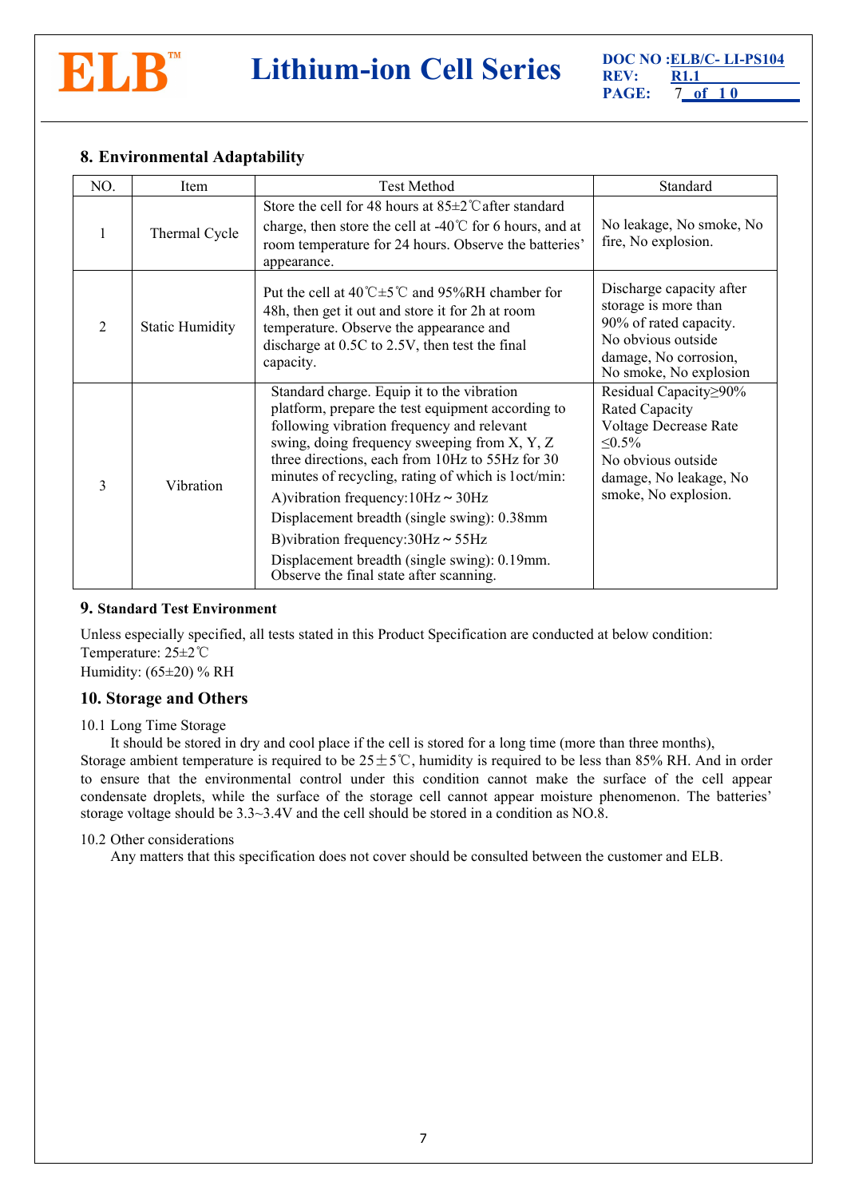## 8. Environmental Adaptability

| NO. | Item | Test Method | Standard |
|---|---|---|---|
| 1 | Thermal Cycle | Store the cell for 48 hours at 85±2℃after standard charge, then store the cell at -40℃ for 6 hours, and at room temperature for 24 hours. Observe the batteries' appearance. | No leakage, No smoke, No fire, No explosion. |
| 2 | Static Humidity | Put the cell at 40℃±5℃ and 95%RH chamber for 48h, then get it out and store it for 2h at room temperature. Observe the appearance and discharge at 0.5C to 2.5V, then test the final capacity. | Discharge capacity after storage is more than 90% of rated capacity. No obvious outside damage, No corrosion, No smoke, No explosion |
| 3 | Vibration | Standard charge. Equip it to the vibration platform, prepare the test equipment according to following vibration frequency and relevant swing, doing frequency sweeping from X, Y, Z three directions, each from 10Hz to 55Hz for 30 minutes of recycling, rating of which is 1oct/min: A)vibration frequency:10Hz～30Hz Displacement breadth (single swing): 0.38mm B)vibration frequency:30Hz～55Hz Displacement breadth (single swing): 0.19mm. Observe the final state after scanning. | Residual Capacity≥90% Rated Capacity Voltage Decrease Rate ≤0.5% No obvious outside damage, No leakage, No smoke, No explosion. |

## 9. Standard Test Environment

Unless especially specified, all tests stated in this Product Specification are conducted at below condition:
Temperature: 25±2℃
Humidity: (65±20) % RH

## 10. Storage and Others

10.1 Long Time Storage

It should be stored in dry and cool place if the cell is stored for a long time (more than three months), Storage ambient temperature is required to be 25±5℃, humidity is required to be less than 85% RH. And in order to ensure that the environmental control under this condition cannot make the surface of the cell appear condensate droplets, while the surface of the storage cell cannot appear moisture phenomenon. The batteries' storage voltage should be 3.3~3.4V and the cell should be stored in a condition as NO.8.

10.2 Other considerations

Any matters that this specification does not cover should be consulted between the customer and ELB.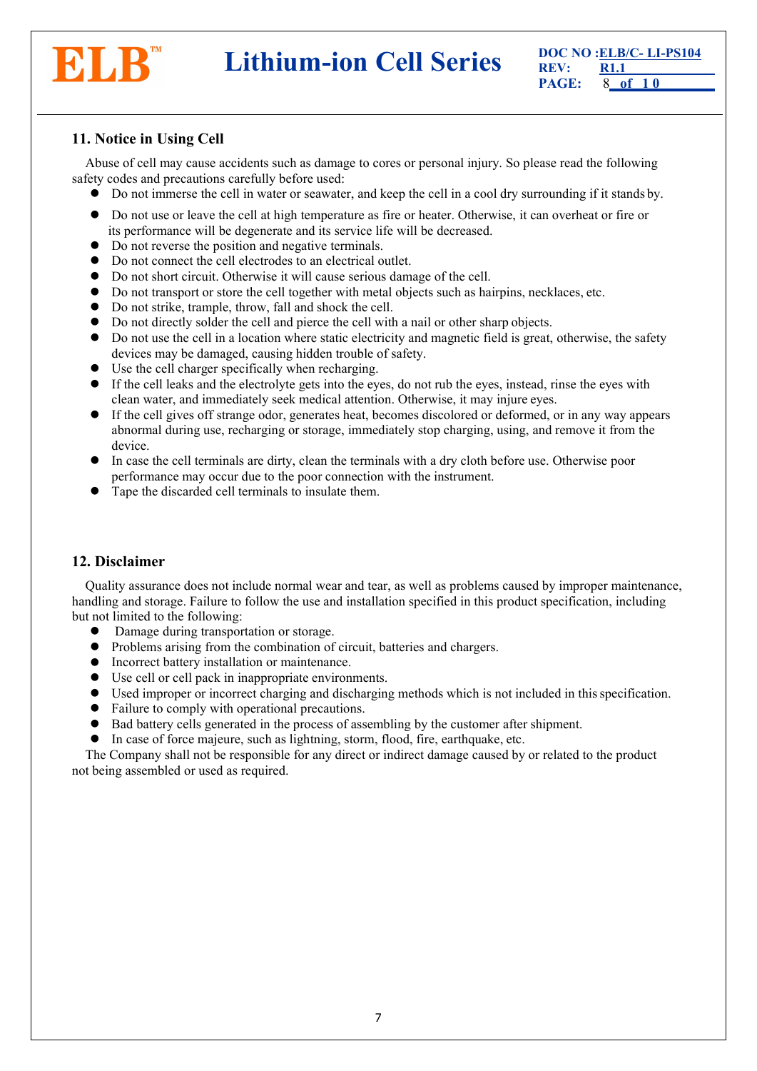## 11. Notice in Using Cell

Abuse of cell may cause accidents such as damage to cores or personal injury. So please read the following safety codes and precautions carefully before used:

- Do not immerse the cell in water or seawater, and keep the cell in a cool dry surrounding if it stands by.
- Do not use or leave the cell at high temperature as fire or heater. Otherwise, it can overheat or fire or its performance will be degenerate and its service life will be decreased.
- Do not reverse the position and negative terminals.
- Do not connect the cell electrodes to an electrical outlet.
- Do not short circuit. Otherwise it will cause serious damage of the cell.
- Do not transport or store the cell together with metal objects such as hairpins, necklaces, etc.
- Do not strike, trample, throw, fall and shock the cell.
- Do not directly solder the cell and pierce the cell with a nail or other sharp objects.
- Do not use the cell in a location where static electricity and magnetic field is great, otherwise, the safety devices may be damaged, causing hidden trouble of safety.
- Use the cell charger specifically when recharging.
- If the cell leaks and the electrolyte gets into the eyes, do not rub the eyes, instead, rinse the eyes with clean water, and immediately seek medical attention. Otherwise, it may injure eyes.
- If the cell gives off strange odor, generates heat, becomes discolored or deformed, or in any way appears abnormal during use, recharging or storage, immediately stop charging, using, and remove it from the device.
- In case the cell terminals are dirty, clean the terminals with a dry cloth before use. Otherwise poor performance may occur due to the poor connection with the instrument.
- Tape the discarded cell terminals to insulate them.

## 12. Disclaimer

Quality assurance does not include normal wear and tear, as well as problems caused by improper maintenance, handling and storage. Failure to follow the use and installation specified in this product specification, including but not limited to the following:

- Damage during transportation or storage.
- Problems arising from the combination of circuit, batteries and chargers.
- Incorrect battery installation or maintenance.
- Use cell or cell pack in inappropriate environments.
- Used improper or incorrect charging and discharging methods which is not included in this specification.
- Failure to comply with operational precautions.
- Bad battery cells generated in the process of assembling by the customer after shipment.
- In case of force majeure, such as lightning, storm, flood, fire, earthquake, etc.

The Company shall not be responsible for any direct or indirect damage caused by or related to the product not being assembled or used as required.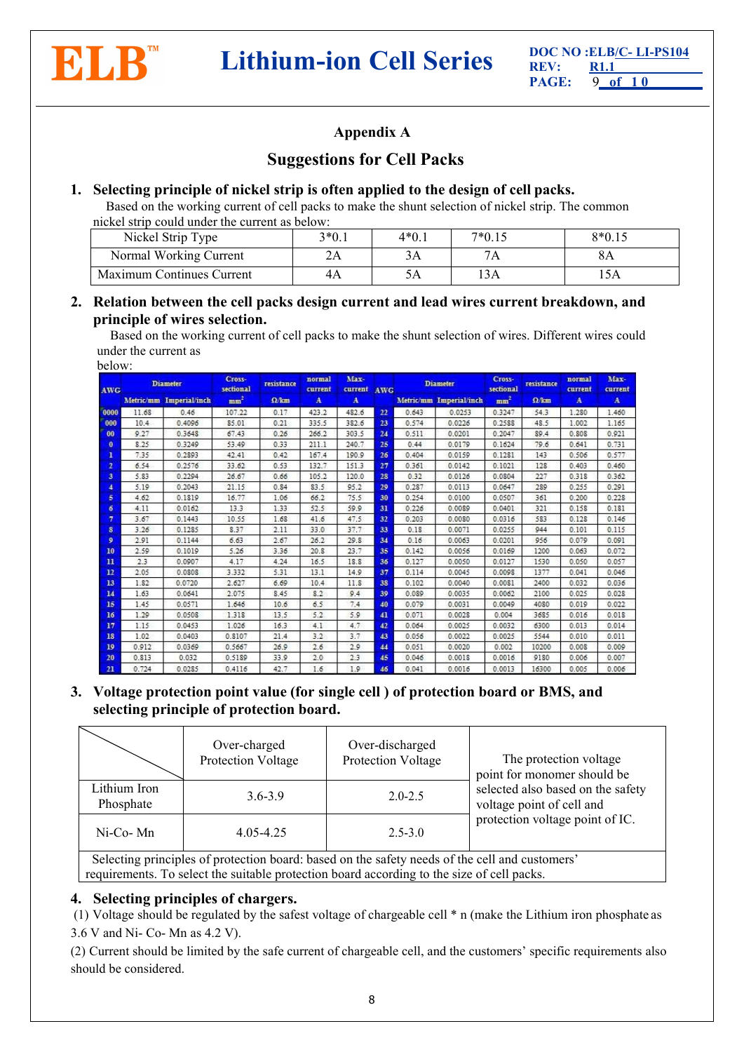## Appendix A

## Suggestions for Cell Packs

### 1. Selecting principle of nickel strip is often applied to the design of cell packs.

Based on the working current of cell packs to make the shunt selection of nickel strip. The common nickel strip could under the current as below:

| Nickel Strip Type | 3*0.1 | 4*0.1 | 7*0.15 | 8*0.15 |
|---|---|---|---|---|
| Normal Working Current | 2A | 3A | 7A | 8A |
| Maximum Continues Current | 4A | 5A | 13A | 15A |

### 2. Relation between the cell packs design current and lead wires current breakdown, and principle of wires selection.

Based on the working current of cell packs to make the shunt selection of wires. Different wires could under the current as below:

| AWG | Diameter | | Cross-sectional | resistance | normal current | Max-current | AWG | Diameter | | Cross-sectional | resistance | normal current | Max-current |
|---|---|---|---|---|---|---|---|---|---|---|---|---|---|
| | Metric/mm | Imperial/inch | $mm^2$ | Ω/km | A | A | | Metric/mm | Imperial/inch | $mm^2$ | Ω/km | A | A |
| 0000 | 11.68 | 0.46 | 107.22 | 0.17 | 423.2 | 482.6 | 22 | 0.643 | 0.0253 | 0.3247 | 54.3 | 1.280 | 1.460 |
| 000 | 10.4 | 0.4096 | 85.01 | 0.21 | 335.5 | 382.6 | 23 | 0.574 | 0.0226 | 0.2588 | 48.5 | 1.002 | 1.165 |
| 00 | 9.27 | 0.3648 | 67.43 | 0.26 | 266.2 | 303.5 | 24 | 0.511 | 0.0201 | 0.2047 | 89.4 | 0.808 | 0.921 |
| 0 | 8.25 | 0.3249 | 53.49 | 0.33 | 211.1 | 240.7 | 25 | 0.44 | 0.0179 | 0.1624 | 79.6 | 0.641 | 0.731 |
| 1 | 7.35 | 0.2893 | 42.41 | 0.42 | 167.4 | 190.9 | 26 | 0.404 | 0.0159 | 0.1281 | 143 | 0.506 | 0.577 |
| 2 | 6.54 | 0.2576 | 33.62 | 0.53 | 132.7 | 151.3 | 27 | 0.361 | 0.0142 | 0.1021 | 128 | 0.403 | 0.460 |
| 3 | 5.83 | 0.2294 | 26.67 | 0.66 | 105.2 | 120.0 | 28 | 0.32 | 0.0126 | 0.0804 | 227 | 0.318 | 0.362 |
| 4 | 5.19 | 0.2043 | 21.15 | 0.84 | 83.5 | 95.2 | 29 | 0.287 | 0.0113 | 0.0647 | 289 | 0.255 | 0.291 |
| 5 | 4.62 | 0.1819 | 16.77 | 1.06 | 66.2 | 75.5 | 30 | 0.254 | 0.0100 | 0.0507 | 361 | 0.200 | 0.228 |
| 6 | 4.11 | 0.0162 | 13.3 | 1.33 | 52.5 | 59.9 | 31 | 0.226 | 0.0089 | 0.0401 | 321 | 0.158 | 0.181 |
| 7 | 3.67 | 0.1443 | 10.55 | 1.68 | 41.6 | 47.5 | 32 | 0.203 | 0.0080 | 0.0316 | 583 | 0.128 | 0.146 |
| 8 | 3.26 | 0.1285 | 8.37 | 2.11 | 33.0 | 37.7 | 33 | 0.18 | 0.0071 | 0.0255 | 944 | 0.101 | 0.115 |
| 9 | 2.91 | 0.1144 | 6.63 | 2.67 | 26.2 | 29.8 | 34 | 0.16 | 0.0063 | 0.0201 | 956 | 0.079 | 0.091 |
| 10 | 2.59 | 0.1019 | 5.26 | 3.36 | 20.8 | 23.7 | 35 | 0.142 | 0.0056 | 0.0169 | 1200 | 0.063 | 0.072 |
| 11 | 2.3 | 0.0907 | 4.17 | 4.24 | 16.5 | 18.8 | 36 | 0.127 | 0.0050 | 0.0127 | 1530 | 0.050 | 0.057 |
| 12 | 2.05 | 0.0808 | 3.332 | 5.31 | 13.1 | 14.9 | 37 | 0.114 | 0.0045 | 0.0098 | 1377 | 0.041 | 0.046 |
| 13 | 1.82 | 0.0720 | 2.627 | 6.69 | 10.4 | 11.8 | 38 | 0.102 | 0.0040 | 0.0081 | 2400 | 0.032 | 0.036 |
| 14 | 1.63 | 0.0641 | 2.075 | 8.45 | 8.2 | 9.4 | 39 | 0.089 | 0.0035 | 0.0062 | 2100 | 0.025 | 0.028 |
| 15 | 1.45 | 0.0571 | 1.646 | 10.6 | 6.5 | 7.4 | 40 | 0.079 | 0.0031 | 0.0049 | 4080 | 0.019 | 0.022 |
| 16 | 1.29 | 0.0508 | 1.318 | 13.5 | 5.2 | 5.9 | 41 | 0.071 | 0.0028 | 0.004 | 3685 | 0.016 | 0.018 |
| 17 | 1.15 | 0.0453 | 1.026 | 16.3 | 4.1 | 4.7 | 42 | 0.064 | 0.0025 | 0.0032 | 6300 | 0.013 | 0.014 |
| 18 | 1.02 | 0.0403 | 0.8107 | 21.4 | 3.2 | 3.7 | 43 | 0.056 | 0.0022 | 0.0025 | 5544 | 0.010 | 0.011 |
| 19 | 0.912 | 0.0369 | 0.5667 | 26.9 | 2.6 | 2.9 | 44 | 0.051 | 0.0020 | 0.002 | 10200 | 0.008 | 0.009 |
| 20 | 0.813 | 0.032 | 0.5189 | 33.9 | 2.0 | 2.3 | 45 | 0.046 | 0.0018 | 0.0016 | 9180 | 0.006 | 0.007 |
| 21 | 0.724 | 0.0285 | 0.4116 | 42.7 | 1.6 | 1.9 | 46 | 0.041 | 0.0016 | 0.0013 | 16300 | 0.005 | 0.006 |

### 3. Voltage protection point value (for single cell ) of protection board or BMS, and selecting principle of protection board.

| | Over-charged Protection Voltage | Over-discharged Protection Voltage | |
|---|---|---|---|
| Lithium Iron Phosphate | 3.6-3.9 | 2.0-2.5 | The protection voltage point for monomer should be selected also based on the safety voltage point of cell and protection voltage point of IC. |
| Ni-Co- Mn | 4.05-4.25 | 2.5-3.0 | |

Selecting principles of protection board: based on the safety needs of the cell and customers' requirements. To select the suitable protection board according to the size of cell packs.

### 4. Selecting principles of chargers.

(1) Voltage should be regulated by the safest voltage of chargeable cell * n (make the Lithium iron phosphate as 3.6 V and Ni- Co- Mn as 4.2 V).

(2) Current should be limited by the safe current of chargeable cell, and the customers' specific requirements also should be considered.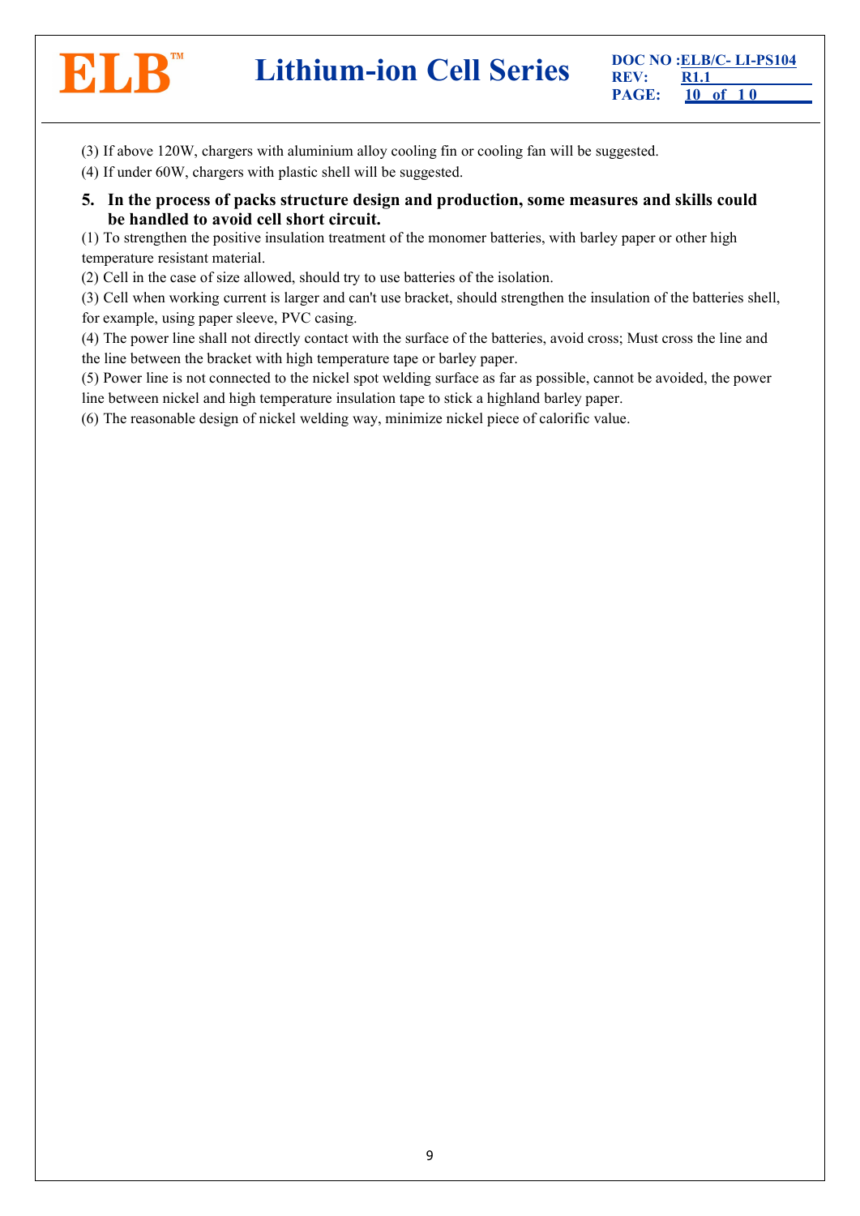(3) If above 120W, chargers with aluminium alloy cooling fin or cooling fan will be suggested.

(4) If under 60W, chargers with plastic shell will be suggested.

**5. In the process of packs structure design and production, some measures and skills could be handled to avoid cell short circuit.**

(1) To strengthen the positive insulation treatment of the monomer batteries, with barley paper or other high temperature resistant material.

(2) Cell in the case of size allowed, should try to use batteries of the isolation.

(3) Cell when working current is larger and can't use bracket, should strengthen the insulation of the batteries shell, for example, using paper sleeve, PVC casing.

(4) The power line shall not directly contact with the surface of the batteries, avoid cross; Must cross the line and the line between the bracket with high temperature tape or barley paper.

(5) Power line is not connected to the nickel spot welding surface as far as possible, cannot be avoided, the power line between nickel and high temperature insulation tape to stick a highland barley paper.

(6) The reasonable design of nickel welding way, minimize nickel piece of calorific value.